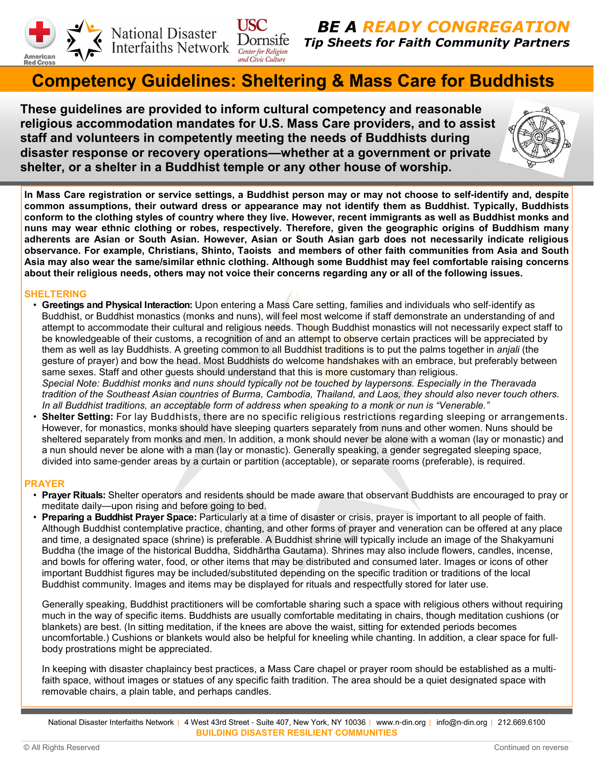# BE A READY CONGREGATION

**Tip Sheets for Faith Community Partners**

American Red Cross | National Disaster Interfaiths Network | USC Dornsife Center for Religion and Civic Culture

## Competency Guidelines: Sheltering & Mass Care for Buddhists

**These guidelines are provided to inform cultural competency and reasonable religious accommodation mandates for U.S. Mass Care providers, and to assist staff and volunteers in competently meeting the needs of Buddhists during disaster response or recovery operations—whether at a government or private shelter, or a shelter in a Buddhist temple or any other house of worship.**

**In Mass Care registration or service settings, a Buddhist person may or may not choose to self-identify and, despite common assumptions, their outward dress or appearance may not identify them as Buddhist. Typically, Buddhists conform to the clothing styles of country where they live. However, recent immigrants as well as Buddhist monks and nuns may wear ethnic clothing or robes, respectively. Therefore, given the geographic origins of Buddhism many adherents are Asian or South Asian. However, Asian or South Asian garb does not necessarily indicate religious observance. For example, Christians, Shinto, Taoists and members of other faith communities from Asia and South Asia may also wear the same/similar ethnic clothing. Although some Buddhist may feel comfortable raising concerns about their religious needs, others may not voice their concerns regarding any or all of the following issues.**

### SHELTERING

- **Greetings and Physical Interaction:** Upon entering a Mass Care setting, families and individuals who self-identify as Buddhist, or Buddhist monastics (monks and nuns), will feel most welcome if staff demonstrate an understanding of and attempt to accommodate their cultural and religious needs. Though Buddhist monastics will not necessarily expect staff to be knowledgeable of their customs, a recognition of and an attempt to observe certain practices will be appreciated by them as well as lay Buddhists. A greeting common to all Buddhist traditions is to put the palms together in *anjali* (the gesture of prayer) and bow the head. Most Buddhists do welcome handshakes with an embrace, but preferably between same sexes. Staff and other guests should understand that this is more customary than religious.
  *Special Note: Buddhist monks and nuns should typically not be touched by laypersons. Especially in the Theravada tradition of the Southeast Asian countries of Burma, Cambodia, Thailand, and Laos, they should also never touch others. In all Buddhist traditions, an acceptable form of address when speaking to a monk or nun is "Venerable."*
- **Shelter Setting:** For lay Buddhists, there are no specific religious restrictions regarding sleeping or arrangements. However, for monastics, monks should have sleeping quarters separately from nuns and other women. Nuns should be sheltered separately from monks and men. In addition, a monk should never be alone with a woman (lay or monastic) and a nun should never be alone with a man (lay or monastic). Generally speaking, a gender segregated sleeping space, divided into same-gender areas by a curtain or partition (acceptable), or separate rooms (preferable), is required.

### PRAYER

- **Prayer Rituals:** Shelter operators and residents should be made aware that observant Buddhists are encouraged to pray or meditate daily—upon rising and before going to bed.
- **Preparing a Buddhist Prayer Space:** Particularly at a time of disaster or crisis, prayer is important to all people of faith. Although Buddhist contemplative practice, chanting, and other forms of prayer and veneration can be offered at any place and time, a designated space (shrine) is preferable. A Buddhist shrine will typically include an image of the Shakyamuni Buddha (the image of the historical Buddha, Siddhārtha Gautama). Shrines may also include flowers, candles, incense, and bowls for offering water, food, or other items that may be distributed and consumed later. Images or icons of other important Buddhist figures may be included/substituted depending on the specific tradition or traditions of the local Buddhist community. Images and items may be displayed for rituals and respectfully stored for later use.

  Generally speaking, Buddhist practitioners will be comfortable sharing such a space with religious others without requiring much in the way of specific items. Buddhists are usually comfortable meditating in chairs, though meditation cushions (or blankets) are best. (In sitting meditation, if the knees are above the waist, sitting for extended periods becomes uncomfortable.) Cushions or blankets would also be helpful for kneeling while chanting. In addition, a clear space for full-body prostrations might be appreciated.

  In keeping with disaster chaplaincy best practices, a Mass Care chapel or prayer room should be established as a multi-faith space, without images or statues of any specific faith tradition. The area should be a quiet designated space with removable chairs, a plain table, and perhaps candles.

National Disaster Interfaiths Network | 4 West 43rd Street - Suite 407, New York, NY 10036 | www.n-din.org | info@n-din.org | 212.669.6100

**BUILDING DISASTER RESILIENT COMMUNITIES**

© All Rights Reserved

Continued on reverse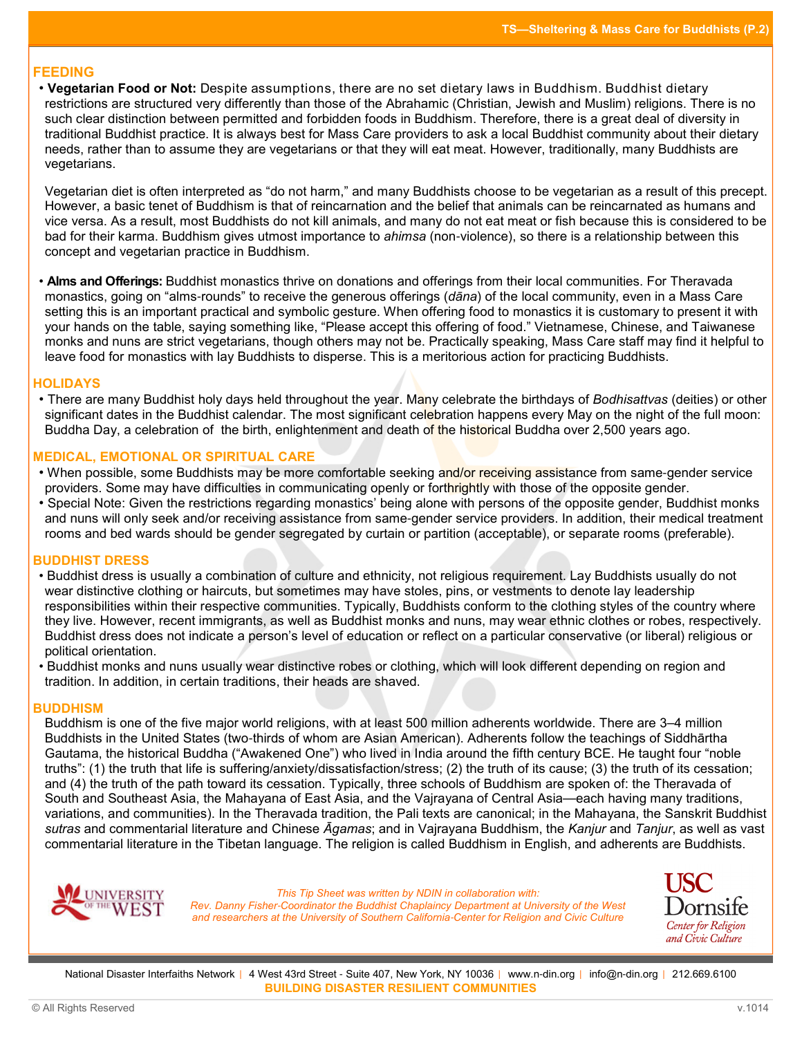## FEEDING

- **Vegetarian Food or Not:** Despite assumptions, there are no set dietary laws in Buddhism. Buddhist dietary restrictions are structured very differently than those of the Abrahamic (Christian, Jewish and Muslim) religions. There is no such clear distinction between permitted and forbidden foods in Buddhism. Therefore, there is a great deal of diversity in traditional Buddhist practice. It is always best for Mass Care providers to ask a local Buddhist community about their dietary needs, rather than to assume they are vegetarians or that they will eat meat. However, traditionally, many Buddhists are vegetarians.

  Vegetarian diet is often interpreted as "do not harm," and many Buddhists choose to be vegetarian as a result of this precept. However, a basic tenet of Buddhism is that of reincarnation and the belief that animals can be reincarnated as humans and vice versa. As a result, most Buddhists do not kill animals, and many do not eat meat or fish because this is considered to be bad for their karma. Buddhism gives utmost importance to *ahimsa* (non-violence), so there is a relationship between this concept and vegetarian practice in Buddhism.

- **Alms and Offerings:** Buddhist monastics thrive on donations and offerings from their local communities. For Theravada monastics, going on "alms-rounds" to receive the generous offerings (*dāna*) of the local community, even in a Mass Care setting this is an important practical and symbolic gesture. When offering food to monastics it is customary to present it with your hands on the table, saying something like, "Please accept this offering of food." Vietnamese, Chinese, and Taiwanese monks and nuns are strict vegetarians, though others may not be. Practically speaking, Mass Care staff may find it helpful to leave food for monastics with lay Buddhists to disperse. This is a meritorious action for practicing Buddhists.

## HOLIDAYS

- There are many Buddhist holy days held throughout the year. Many celebrate the birthdays of *Bodhisattvas* (deities) or other significant dates in the Buddhist calendar. The most significant celebration happens every May on the night of the full moon: Buddha Day, a celebration of the birth, enlightenment and death of the historical Buddha over 2,500 years ago.

## MEDICAL, EMOTIONAL OR SPIRITUAL CARE

- When possible, some Buddhists may be more comfortable seeking and/or receiving assistance from same-gender service providers. Some may have difficulties in communicating openly or forthrightly with those of the opposite gender.
- Special Note: Given the restrictions regarding monastics' being alone with persons of the opposite gender, Buddhist monks and nuns will only seek and/or receiving assistance from same-gender service providers. In addition, their medical treatment rooms and bed wards should be gender segregated by curtain or partition (acceptable), or separate rooms (preferable).

## BUDDHIST DRESS

- Buddhist dress is usually a combination of culture and ethnicity, not religious requirement. Lay Buddhists usually do not wear distinctive clothing or haircuts, but sometimes may have stoles, pins, or vestments to denote lay leadership responsibilities within their respective communities. Typically, Buddhists conform to the clothing styles of the country where they live. However, recent immigrants, as well as Buddhist monks and nuns, may wear ethnic clothes or robes, respectively. Buddhist dress does not indicate a person's level of education or reflect on a particular conservative (or liberal) religious or political orientation.
- Buddhist monks and nuns usually wear distinctive robes or clothing, which will look different depending on region and tradition. In addition, in certain traditions, their heads are shaved.

## BUDDHISM

Buddhism is one of the five major world religions, with at least 500 million adherents worldwide. There are 3–4 million Buddhists in the United States (two-thirds of whom are Asian American). Adherents follow the teachings of Siddhārtha Gautama, the historical Buddha ("Awakened One") who lived in India around the fifth century BCE. He taught four "noble truths": (1) the truth that life is suffering/anxiety/dissatisfaction/stress; (2) the truth of its cause; (3) the truth of its cessation; and (4) the truth of the path toward its cessation. Typically, three schools of Buddhism are spoken of: the Theravada of South and Southeast Asia, the Mahayana of East Asia, and the Vajrayana of Central Asia—each having many traditions, variations, and communities). In the Theravada tradition, the Pali texts are canonical; in the Mahayana, the Sanskrit Buddhist *sutras* and commentarial literature and Chinese *Āgamas*; and in Vajrayana Buddhism, the *Kanjur* and *Tanjur*, as well as vast commentarial literature in the Tibetan language. The religion is called Buddhism in English, and adherents are Buddhists.

*This Tip Sheet was written by NDIN in collaboration with: Rev. Danny Fisher-Coordinator the Buddhist Chaplaincy Department at University of the West and researchers at the University of Southern California-Center for Religion and Civic Culture*

National Disaster Interfaiths Network | 4 West 43rd Street - Suite 407, New York, NY 10036 | www.n-din.org | info@n-din.org | 212.669.6100

**BUILDING DISASTER RESILIENT COMMUNITIES**